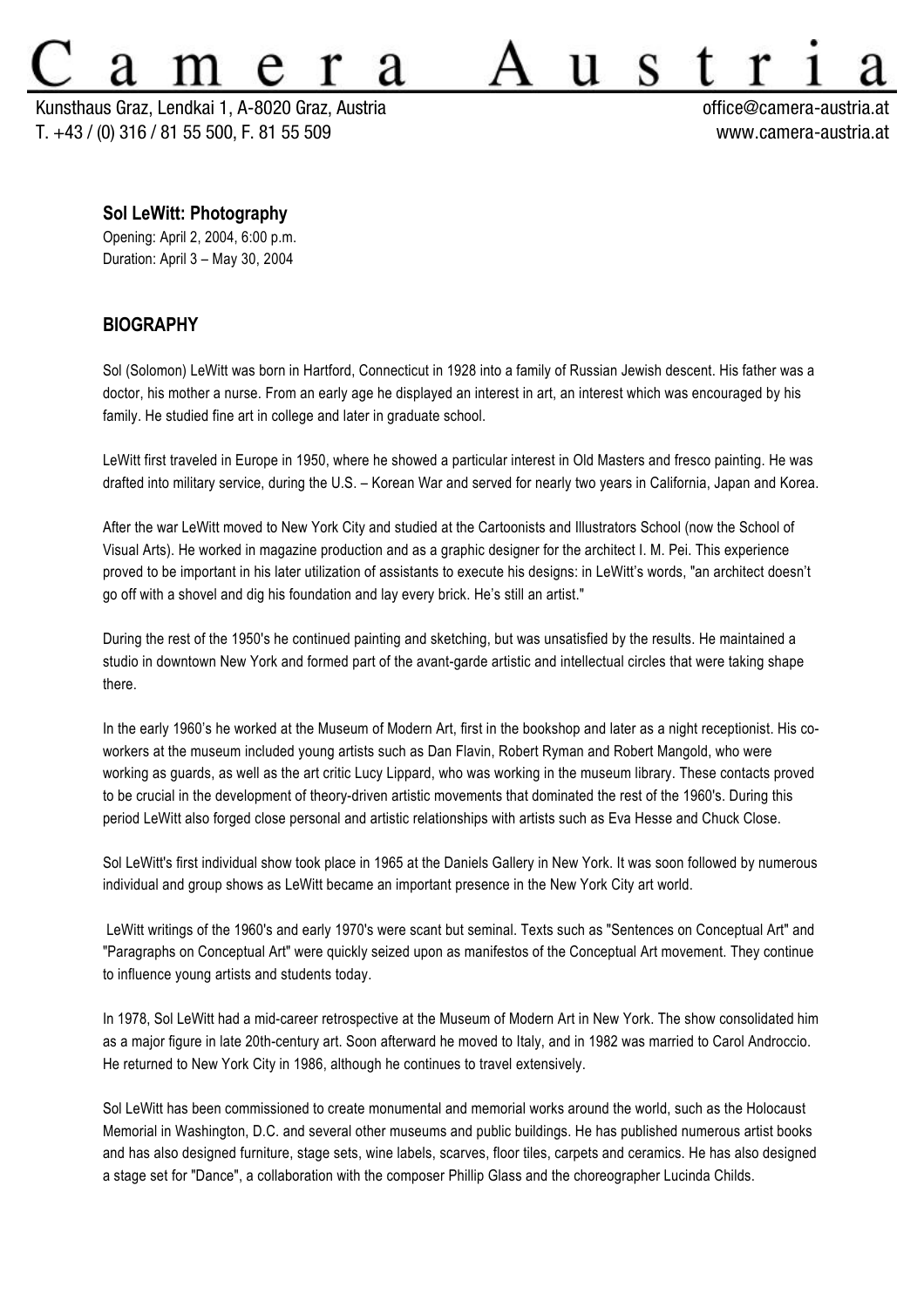# Camera Austria

Kunsthaus Graz, Lendkai 1, A-8020 Graz, Austria
T. +43 / (0) 316 / 81 55 500, F. 81 55 509

office@camera-austria.at
www.camera-austria.at

**Sol LeWitt: Photography**

Opening: April 2, 2004, 6:00 p.m.
Duration: April 3 – May 30, 2004

## BIOGRAPHY

Sol (Solomon) LeWitt was born in Hartford, Connecticut in 1928 into a family of Russian Jewish descent. His father was a doctor, his mother a nurse. From an early age he displayed an interest in art, an interest which was encouraged by his family. He studied fine art in college and later in graduate school.

LeWitt first traveled in Europe in 1950, where he showed a particular interest in Old Masters and fresco painting. He was drafted into military service, during the U.S. – Korean War and served for nearly two years in California, Japan and Korea.

After the war LeWitt moved to New York City and studied at the Cartoonists and Illustrators School (now the School of Visual Arts). He worked in magazine production and as a graphic designer for the architect I. M. Pei. This experience proved to be important in his later utilization of assistants to execute his designs: in LeWitt's words, "an architect doesn't go off with a shovel and dig his foundation and lay every brick. He's still an artist."

During the rest of the 1950's he continued painting and sketching, but was unsatisfied by the results. He maintained a studio in downtown New York and formed part of the avant-garde artistic and intellectual circles that were taking shape there.

In the early 1960's he worked at the Museum of Modern Art, first in the bookshop and later as a night receptionist. His co-workers at the museum included young artists such as Dan Flavin, Robert Ryman and Robert Mangold, who were working as guards, as well as the art critic Lucy Lippard, who was working in the museum library. These contacts proved to be crucial in the development of theory-driven artistic movements that dominated the rest of the 1960's. During this period LeWitt also forged close personal and artistic relationships with artists such as Eva Hesse and Chuck Close.

Sol LeWitt's first individual show took place in 1965 at the Daniels Gallery in New York. It was soon followed by numerous individual and group shows as LeWitt became an important presence in the New York City art world.

LeWitt writings of the 1960's and early 1970's were scant but seminal. Texts such as "Sentences on Conceptual Art" and "Paragraphs on Conceptual Art" were quickly seized upon as manifestos of the Conceptual Art movement. They continue to influence young artists and students today.

In 1978, Sol LeWitt had a mid-career retrospective at the Museum of Modern Art in New York. The show consolidated him as a major figure in late 20th-century art. Soon afterward he moved to Italy, and in 1982 was married to Carol Androccio. He returned to New York City in 1986, although he continues to travel extensively.

Sol LeWitt has been commissioned to create monumental and memorial works around the world, such as the Holocaust Memorial in Washington, D.C. and several other museums and public buildings. He has published numerous artist books and has also designed furniture, stage sets, wine labels, scarves, floor tiles, carpets and ceramics. He has also designed a stage set for "Dance", a collaboration with the composer Phillip Glass and the choreographer Lucinda Childs.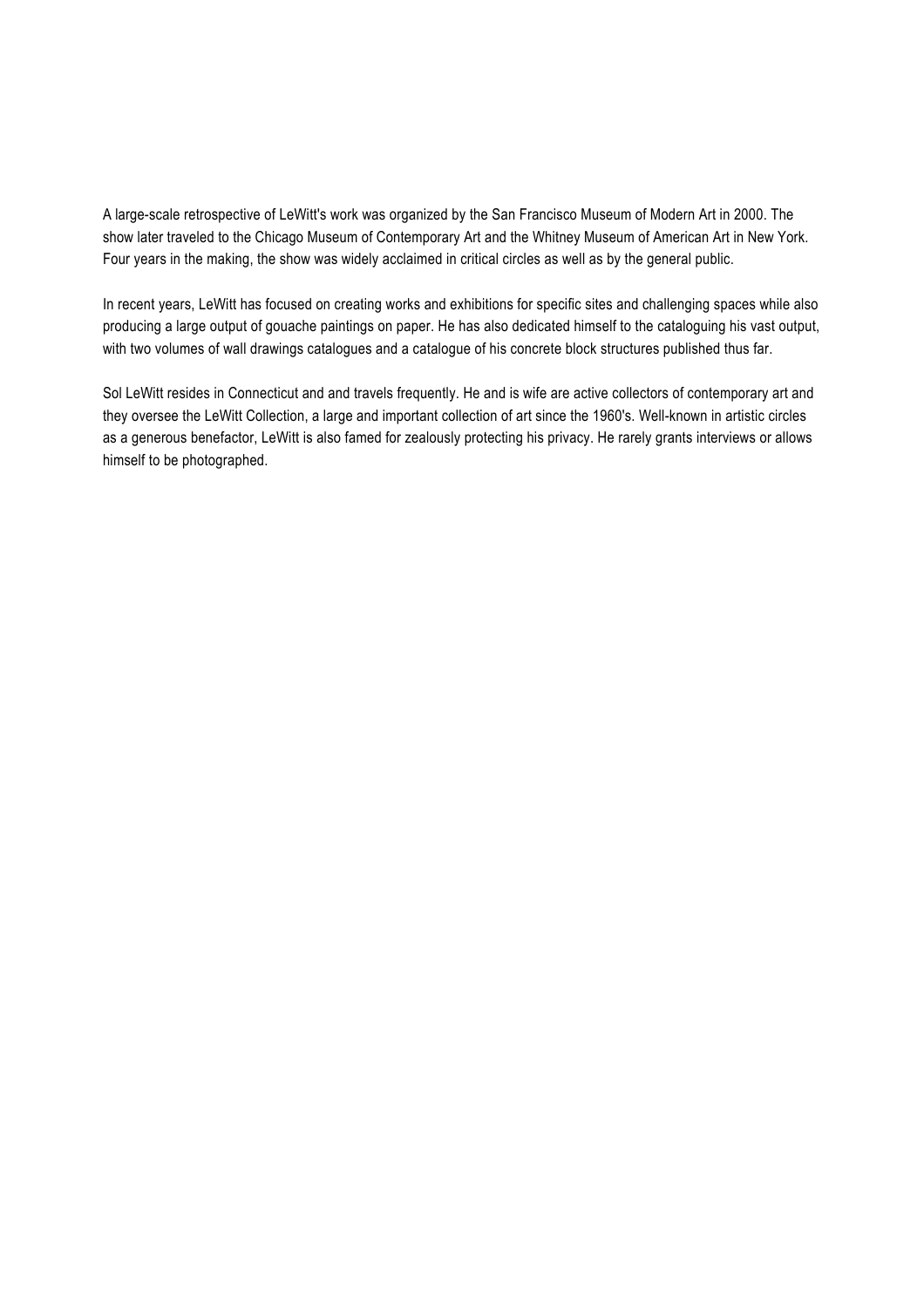A large-scale retrospective of LeWitt's work was organized by the San Francisco Museum of Modern Art in 2000. The show later traveled to the Chicago Museum of Contemporary Art and the Whitney Museum of American Art in New York. Four years in the making, the show was widely acclaimed in critical circles as well as by the general public.

In recent years, LeWitt has focused on creating works and exhibitions for specific sites and challenging spaces while also producing a large output of gouache paintings on paper. He has also dedicated himself to the cataloguing his vast output, with two volumes of wall drawings catalogues and a catalogue of his concrete block structures published thus far.

Sol LeWitt resides in Connecticut and and travels frequently. He and is wife are active collectors of contemporary art and they oversee the LeWitt Collection, a large and important collection of art since the 1960's. Well-known in artistic circles as a generous benefactor, LeWitt is also famed for zealously protecting his privacy. He rarely grants interviews or allows himself to be photographed.